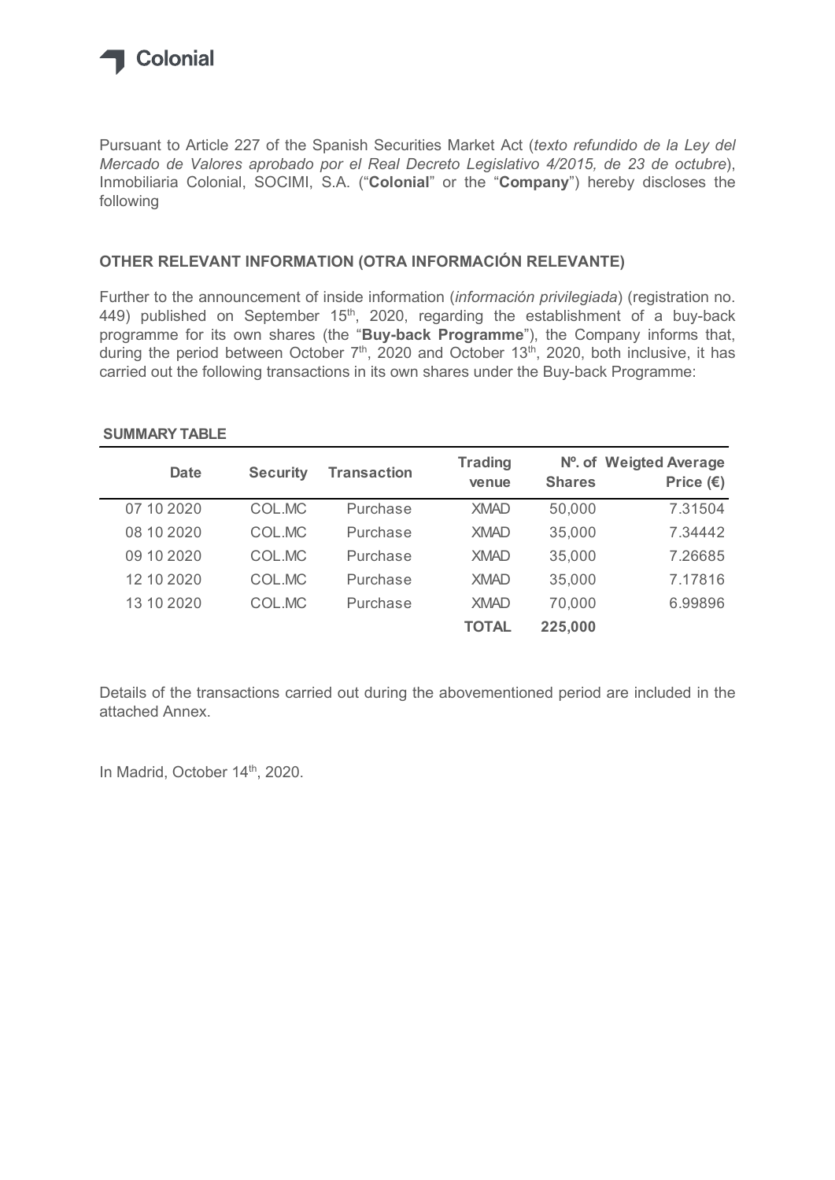Colonial

Pursuant to Article 227 of the Spanish Securities Market Act (*texto refundido de la Ley del Mercado de Valores aprobado por el Real Decreto Legislativo 4/2015, de 23 de octubre*), Inmobiliaria Colonial, SOCIMI, S.A. ("**Colonial**" or the "**Company**") hereby discloses the following

## OTHER RELEVANT INFORMATION (OTRA INFORMACIÓN RELEVANTE)

Further to the announcement of inside information (*información privilegiada*) (registration no. 449) published on September 15th, 2020, regarding the establishment of a buy-back programme for its own shares (the "**Buy-back Programme**"), the Company informs that, during the period between October 7th, 2020 and October 13th, 2020, both inclusive, it has carried out the following transactions in its own shares under the Buy-back Programme:

**SUMMARY TABLE**

| Date | Security | Transaction | Trading venue | Nº. of Shares | Weigted Average Price (€) |
|---|---|---|---|---|---|
| 07 10 2020 | COL.MC | Purchase | XMAD | 50,000 | 7.31504 |
| 08 10 2020 | COL.MC | Purchase | XMAD | 35,000 | 7.34442 |
| 09 10 2020 | COL.MC | Purchase | XMAD | 35,000 | 7.26685 |
| 12 10 2020 | COL.MC | Purchase | XMAD | 35,000 | 7.17816 |
| 13 10 2020 | COL.MC | Purchase | XMAD | 70,000 | 6.99896 |
| | | | **TOTAL** | **225,000** | |

Details of the transactions carried out during the abovementioned period are included in the attached Annex.

In Madrid, October 14th, 2020.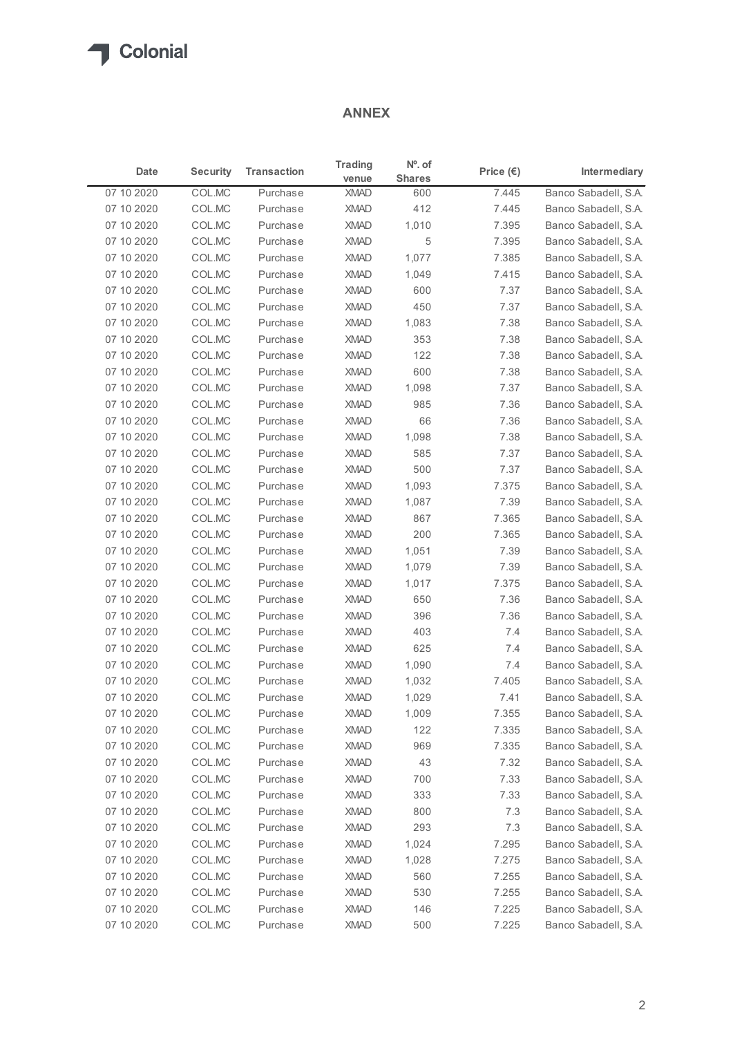## ANNEX

| Date | Security | Transaction | Trading venue | Nº. of Shares | Price (€) | Intermediary |
|---|---|---|---|---|---|---|
| 07 10 2020 | COL.MC | Purchase | XMAD | 600 | 7.445 | Banco Sabadell, S.A. |
| 07 10 2020 | COL.MC | Purchase | XMAD | 412 | 7.445 | Banco Sabadell, S.A. |
| 07 10 2020 | COL.MC | Purchase | XMAD | 1,010 | 7.395 | Banco Sabadell, S.A. |
| 07 10 2020 | COL.MC | Purchase | XMAD | 5 | 7.395 | Banco Sabadell, S.A. |
| 07 10 2020 | COL.MC | Purchase | XMAD | 1,077 | 7.385 | Banco Sabadell, S.A. |
| 07 10 2020 | COL.MC | Purchase | XMAD | 1,049 | 7.415 | Banco Sabadell, S.A. |
| 07 10 2020 | COL.MC | Purchase | XMAD | 600 | 7.37 | Banco Sabadell, S.A. |
| 07 10 2020 | COL.MC | Purchase | XMAD | 450 | 7.37 | Banco Sabadell, S.A. |
| 07 10 2020 | COL.MC | Purchase | XMAD | 1,083 | 7.38 | Banco Sabadell, S.A. |
| 07 10 2020 | COL.MC | Purchase | XMAD | 353 | 7.38 | Banco Sabadell, S.A. |
| 07 10 2020 | COL.MC | Purchase | XMAD | 122 | 7.38 | Banco Sabadell, S.A. |
| 07 10 2020 | COL.MC | Purchase | XMAD | 600 | 7.38 | Banco Sabadell, S.A. |
| 07 10 2020 | COL.MC | Purchase | XMAD | 1,098 | 7.37 | Banco Sabadell, S.A. |
| 07 10 2020 | COL.MC | Purchase | XMAD | 985 | 7.36 | Banco Sabadell, S.A. |
| 07 10 2020 | COL.MC | Purchase | XMAD | 66 | 7.36 | Banco Sabadell, S.A. |
| 07 10 2020 | COL.MC | Purchase | XMAD | 1,098 | 7.38 | Banco Sabadell, S.A. |
| 07 10 2020 | COL.MC | Purchase | XMAD | 585 | 7.37 | Banco Sabadell, S.A. |
| 07 10 2020 | COL.MC | Purchase | XMAD | 500 | 7.37 | Banco Sabadell, S.A. |
| 07 10 2020 | COL.MC | Purchase | XMAD | 1,093 | 7.375 | Banco Sabadell, S.A. |
| 07 10 2020 | COL.MC | Purchase | XMAD | 1,087 | 7.39 | Banco Sabadell, S.A. |
| 07 10 2020 | COL.MC | Purchase | XMAD | 867 | 7.365 | Banco Sabadell, S.A. |
| 07 10 2020 | COL.MC | Purchase | XMAD | 200 | 7.365 | Banco Sabadell, S.A. |
| 07 10 2020 | COL.MC | Purchase | XMAD | 1,051 | 7.39 | Banco Sabadell, S.A. |
| 07 10 2020 | COL.MC | Purchase | XMAD | 1,079 | 7.39 | Banco Sabadell, S.A. |
| 07 10 2020 | COL.MC | Purchase | XMAD | 1,017 | 7.375 | Banco Sabadell, S.A. |
| 07 10 2020 | COL.MC | Purchase | XMAD | 650 | 7.36 | Banco Sabadell, S.A. |
| 07 10 2020 | COL.MC | Purchase | XMAD | 396 | 7.36 | Banco Sabadell, S.A. |
| 07 10 2020 | COL.MC | Purchase | XMAD | 403 | 7.4 | Banco Sabadell, S.A. |
| 07 10 2020 | COL.MC | Purchase | XMAD | 625 | 7.4 | Banco Sabadell, S.A. |
| 07 10 2020 | COL.MC | Purchase | XMAD | 1,090 | 7.4 | Banco Sabadell, S.A. |
| 07 10 2020 | COL.MC | Purchase | XMAD | 1,032 | 7.405 | Banco Sabadell, S.A. |
| 07 10 2020 | COL.MC | Purchase | XMAD | 1,029 | 7.41 | Banco Sabadell, S.A. |
| 07 10 2020 | COL.MC | Purchase | XMAD | 1,009 | 7.355 | Banco Sabadell, S.A. |
| 07 10 2020 | COL.MC | Purchase | XMAD | 122 | 7.335 | Banco Sabadell, S.A. |
| 07 10 2020 | COL.MC | Purchase | XMAD | 969 | 7.335 | Banco Sabadell, S.A. |
| 07 10 2020 | COL.MC | Purchase | XMAD | 43 | 7.32 | Banco Sabadell, S.A. |
| 07 10 2020 | COL.MC | Purchase | XMAD | 700 | 7.33 | Banco Sabadell, S.A. |
| 07 10 2020 | COL.MC | Purchase | XMAD | 333 | 7.33 | Banco Sabadell, S.A. |
| 07 10 2020 | COL.MC | Purchase | XMAD | 800 | 7.3 | Banco Sabadell, S.A. |
| 07 10 2020 | COL.MC | Purchase | XMAD | 293 | 7.3 | Banco Sabadell, S.A. |
| 07 10 2020 | COL.MC | Purchase | XMAD | 1,024 | 7.295 | Banco Sabadell, S.A. |
| 07 10 2020 | COL.MC | Purchase | XMAD | 1,028 | 7.275 | Banco Sabadell, S.A. |
| 07 10 2020 | COL.MC | Purchase | XMAD | 560 | 7.255 | Banco Sabadell, S.A. |
| 07 10 2020 | COL.MC | Purchase | XMAD | 530 | 7.255 | Banco Sabadell, S.A. |
| 07 10 2020 | COL.MC | Purchase | XMAD | 146 | 7.225 | Banco Sabadell, S.A. |
| 07 10 2020 | COL.MC | Purchase | XMAD | 500 | 7.225 | Banco Sabadell, S.A. |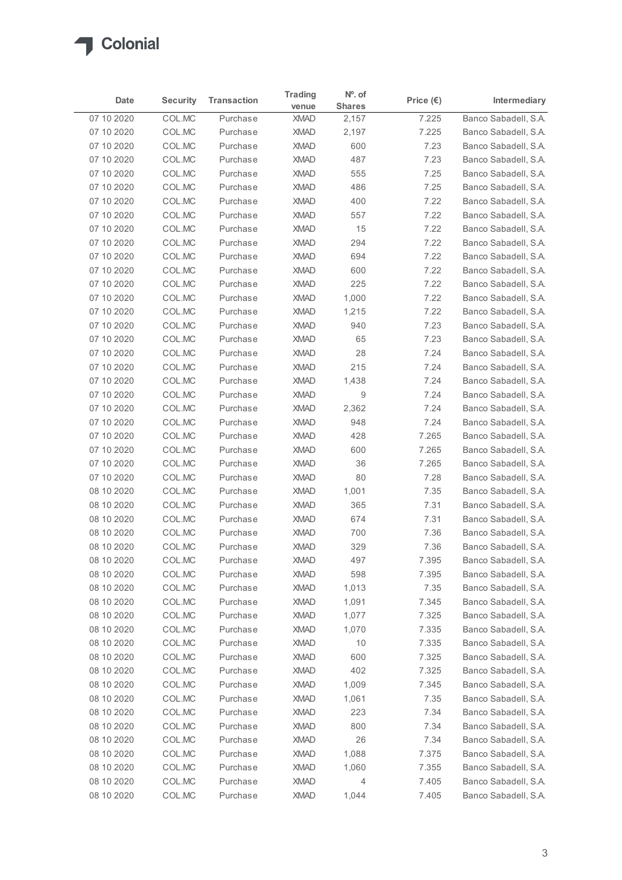| Date | Security | Transaction | Trading venue | Nº. of Shares | Price (€) | Intermediary |
|---|---|---|---|---|---|---|
| 07 10 2020 | COL.MC | Purchase | XMAD | 2,157 | 7.225 | Banco Sabadell, S.A. |
| 07 10 2020 | COL.MC | Purchase | XMAD | 2,197 | 7.225 | Banco Sabadell, S.A. |
| 07 10 2020 | COL.MC | Purchase | XMAD | 600 | 7.23 | Banco Sabadell, S.A. |
| 07 10 2020 | COL.MC | Purchase | XMAD | 487 | 7.23 | Banco Sabadell, S.A. |
| 07 10 2020 | COL.MC | Purchase | XMAD | 555 | 7.25 | Banco Sabadell, S.A. |
| 07 10 2020 | COL.MC | Purchase | XMAD | 486 | 7.25 | Banco Sabadell, S.A. |
| 07 10 2020 | COL.MC | Purchase | XMAD | 400 | 7.22 | Banco Sabadell, S.A. |
| 07 10 2020 | COL.MC | Purchase | XMAD | 557 | 7.22 | Banco Sabadell, S.A. |
| 07 10 2020 | COL.MC | Purchase | XMAD | 15 | 7.22 | Banco Sabadell, S.A. |
| 07 10 2020 | COL.MC | Purchase | XMAD | 294 | 7.22 | Banco Sabadell, S.A. |
| 07 10 2020 | COL.MC | Purchase | XMAD | 694 | 7.22 | Banco Sabadell, S.A. |
| 07 10 2020 | COL.MC | Purchase | XMAD | 600 | 7.22 | Banco Sabadell, S.A. |
| 07 10 2020 | COL.MC | Purchase | XMAD | 225 | 7.22 | Banco Sabadell, S.A. |
| 07 10 2020 | COL.MC | Purchase | XMAD | 1,000 | 7.22 | Banco Sabadell, S.A. |
| 07 10 2020 | COL.MC | Purchase | XMAD | 1,215 | 7.22 | Banco Sabadell, S.A. |
| 07 10 2020 | COL.MC | Purchase | XMAD | 940 | 7.23 | Banco Sabadell, S.A. |
| 07 10 2020 | COL.MC | Purchase | XMAD | 65 | 7.23 | Banco Sabadell, S.A. |
| 07 10 2020 | COL.MC | Purchase | XMAD | 28 | 7.24 | Banco Sabadell, S.A. |
| 07 10 2020 | COL.MC | Purchase | XMAD | 215 | 7.24 | Banco Sabadell, S.A. |
| 07 10 2020 | COL.MC | Purchase | XMAD | 1,438 | 7.24 | Banco Sabadell, S.A. |
| 07 10 2020 | COL.MC | Purchase | XMAD | 9 | 7.24 | Banco Sabadell, S.A. |
| 07 10 2020 | COL.MC | Purchase | XMAD | 2,362 | 7.24 | Banco Sabadell, S.A. |
| 07 10 2020 | COL.MC | Purchase | XMAD | 948 | 7.24 | Banco Sabadell, S.A. |
| 07 10 2020 | COL.MC | Purchase | XMAD | 428 | 7.265 | Banco Sabadell, S.A. |
| 07 10 2020 | COL.MC | Purchase | XMAD | 600 | 7.265 | Banco Sabadell, S.A. |
| 07 10 2020 | COL.MC | Purchase | XMAD | 36 | 7.265 | Banco Sabadell, S.A. |
| 07 10 2020 | COL.MC | Purchase | XMAD | 80 | 7.28 | Banco Sabadell, S.A. |
| 08 10 2020 | COL.MC | Purchase | XMAD | 1,001 | 7.35 | Banco Sabadell, S.A. |
| 08 10 2020 | COL.MC | Purchase | XMAD | 365 | 7.31 | Banco Sabadell, S.A. |
| 08 10 2020 | COL.MC | Purchase | XMAD | 674 | 7.31 | Banco Sabadell, S.A. |
| 08 10 2020 | COL.MC | Purchase | XMAD | 700 | 7.36 | Banco Sabadell, S.A. |
| 08 10 2020 | COL.MC | Purchase | XMAD | 329 | 7.36 | Banco Sabadell, S.A. |
| 08 10 2020 | COL.MC | Purchase | XMAD | 497 | 7.395 | Banco Sabadell, S.A. |
| 08 10 2020 | COL.MC | Purchase | XMAD | 598 | 7.395 | Banco Sabadell, S.A. |
| 08 10 2020 | COL.MC | Purchase | XMAD | 1,013 | 7.35 | Banco Sabadell, S.A. |
| 08 10 2020 | COL.MC | Purchase | XMAD | 1,091 | 7.345 | Banco Sabadell, S.A. |
| 08 10 2020 | COL.MC | Purchase | XMAD | 1,077 | 7.325 | Banco Sabadell, S.A. |
| 08 10 2020 | COL.MC | Purchase | XMAD | 1,070 | 7.335 | Banco Sabadell, S.A. |
| 08 10 2020 | COL.MC | Purchase | XMAD | 10 | 7.335 | Banco Sabadell, S.A. |
| 08 10 2020 | COL.MC | Purchase | XMAD | 600 | 7.325 | Banco Sabadell, S.A. |
| 08 10 2020 | COL.MC | Purchase | XMAD | 402 | 7.325 | Banco Sabadell, S.A. |
| 08 10 2020 | COL.MC | Purchase | XMAD | 1,009 | 7.345 | Banco Sabadell, S.A. |
| 08 10 2020 | COL.MC | Purchase | XMAD | 1,061 | 7.35 | Banco Sabadell, S.A. |
| 08 10 2020 | COL.MC | Purchase | XMAD | 223 | 7.34 | Banco Sabadell, S.A. |
| 08 10 2020 | COL.MC | Purchase | XMAD | 800 | 7.34 | Banco Sabadell, S.A. |
| 08 10 2020 | COL.MC | Purchase | XMAD | 26 | 7.34 | Banco Sabadell, S.A. |
| 08 10 2020 | COL.MC | Purchase | XMAD | 1,088 | 7.375 | Banco Sabadell, S.A. |
| 08 10 2020 | COL.MC | Purchase | XMAD | 1,060 | 7.355 | Banco Sabadell, S.A. |
| 08 10 2020 | COL.MC | Purchase | XMAD | 4 | 7.405 | Banco Sabadell, S.A. |
| 08 10 2020 | COL.MC | Purchase | XMAD | 1,044 | 7.405 | Banco Sabadell, S.A. |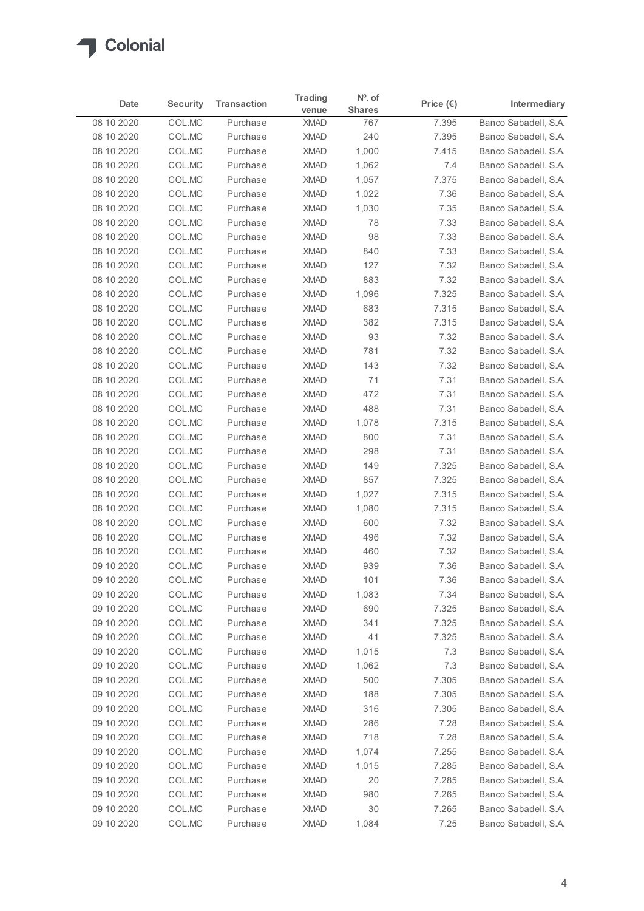| Date | Security | Transaction | Trading venue | Nº. of Shares | Price (€) | Intermediary |
|---|---|---|---|---|---|---|
| 08 10 2020 | COL.MC | Purchase | XMAD | 767 | 7.395 | Banco Sabadell, S.A. |
| 08 10 2020 | COL.MC | Purchase | XMAD | 240 | 7.395 | Banco Sabadell, S.A. |
| 08 10 2020 | COL.MC | Purchase | XMAD | 1,000 | 7.415 | Banco Sabadell, S.A. |
| 08 10 2020 | COL.MC | Purchase | XMAD | 1,062 | 7.4 | Banco Sabadell, S.A. |
| 08 10 2020 | COL.MC | Purchase | XMAD | 1,057 | 7.375 | Banco Sabadell, S.A. |
| 08 10 2020 | COL.MC | Purchase | XMAD | 1,022 | 7.36 | Banco Sabadell, S.A. |
| 08 10 2020 | COL.MC | Purchase | XMAD | 1,030 | 7.35 | Banco Sabadell, S.A. |
| 08 10 2020 | COL.MC | Purchase | XMAD | 78 | 7.33 | Banco Sabadell, S.A. |
| 08 10 2020 | COL.MC | Purchase | XMAD | 98 | 7.33 | Banco Sabadell, S.A. |
| 08 10 2020 | COL.MC | Purchase | XMAD | 840 | 7.33 | Banco Sabadell, S.A. |
| 08 10 2020 | COL.MC | Purchase | XMAD | 127 | 7.32 | Banco Sabadell, S.A. |
| 08 10 2020 | COL.MC | Purchase | XMAD | 883 | 7.32 | Banco Sabadell, S.A. |
| 08 10 2020 | COL.MC | Purchase | XMAD | 1,096 | 7.325 | Banco Sabadell, S.A. |
| 08 10 2020 | COL.MC | Purchase | XMAD | 683 | 7.315 | Banco Sabadell, S.A. |
| 08 10 2020 | COL.MC | Purchase | XMAD | 382 | 7.315 | Banco Sabadell, S.A. |
| 08 10 2020 | COL.MC | Purchase | XMAD | 93 | 7.32 | Banco Sabadell, S.A. |
| 08 10 2020 | COL.MC | Purchase | XMAD | 781 | 7.32 | Banco Sabadell, S.A. |
| 08 10 2020 | COL.MC | Purchase | XMAD | 143 | 7.32 | Banco Sabadell, S.A. |
| 08 10 2020 | COL.MC | Purchase | XMAD | 71 | 7.31 | Banco Sabadell, S.A. |
| 08 10 2020 | COL.MC | Purchase | XMAD | 472 | 7.31 | Banco Sabadell, S.A. |
| 08 10 2020 | COL.MC | Purchase | XMAD | 488 | 7.31 | Banco Sabadell, S.A. |
| 08 10 2020 | COL.MC | Purchase | XMAD | 1,078 | 7.315 | Banco Sabadell, S.A. |
| 08 10 2020 | COL.MC | Purchase | XMAD | 800 | 7.31 | Banco Sabadell, S.A. |
| 08 10 2020 | COL.MC | Purchase | XMAD | 298 | 7.31 | Banco Sabadell, S.A. |
| 08 10 2020 | COL.MC | Purchase | XMAD | 149 | 7.325 | Banco Sabadell, S.A. |
| 08 10 2020 | COL.MC | Purchase | XMAD | 857 | 7.325 | Banco Sabadell, S.A. |
| 08 10 2020 | COL.MC | Purchase | XMAD | 1,027 | 7.315 | Banco Sabadell, S.A. |
| 08 10 2020 | COL.MC | Purchase | XMAD | 1,080 | 7.315 | Banco Sabadell, S.A. |
| 08 10 2020 | COL.MC | Purchase | XMAD | 600 | 7.32 | Banco Sabadell, S.A. |
| 08 10 2020 | COL.MC | Purchase | XMAD | 496 | 7.32 | Banco Sabadell, S.A. |
| 08 10 2020 | COL.MC | Purchase | XMAD | 460 | 7.32 | Banco Sabadell, S.A. |
| 09 10 2020 | COL.MC | Purchase | XMAD | 939 | 7.36 | Banco Sabadell, S.A. |
| 09 10 2020 | COL.MC | Purchase | XMAD | 101 | 7.36 | Banco Sabadell, S.A. |
| 09 10 2020 | COL.MC | Purchase | XMAD | 1,083 | 7.34 | Banco Sabadell, S.A. |
| 09 10 2020 | COL.MC | Purchase | XMAD | 690 | 7.325 | Banco Sabadell, S.A. |
| 09 10 2020 | COL.MC | Purchase | XMAD | 341 | 7.325 | Banco Sabadell, S.A. |
| 09 10 2020 | COL.MC | Purchase | XMAD | 41 | 7.325 | Banco Sabadell, S.A. |
| 09 10 2020 | COL.MC | Purchase | XMAD | 1,015 | 7.3 | Banco Sabadell, S.A. |
| 09 10 2020 | COL.MC | Purchase | XMAD | 1,062 | 7.3 | Banco Sabadell, S.A. |
| 09 10 2020 | COL.MC | Purchase | XMAD | 500 | 7.305 | Banco Sabadell, S.A. |
| 09 10 2020 | COL.MC | Purchase | XMAD | 188 | 7.305 | Banco Sabadell, S.A. |
| 09 10 2020 | COL.MC | Purchase | XMAD | 316 | 7.305 | Banco Sabadell, S.A. |
| 09 10 2020 | COL.MC | Purchase | XMAD | 286 | 7.28 | Banco Sabadell, S.A. |
| 09 10 2020 | COL.MC | Purchase | XMAD | 718 | 7.28 | Banco Sabadell, S.A. |
| 09 10 2020 | COL.MC | Purchase | XMAD | 1,074 | 7.255 | Banco Sabadell, S.A. |
| 09 10 2020 | COL.MC | Purchase | XMAD | 1,015 | 7.285 | Banco Sabadell, S.A. |
| 09 10 2020 | COL.MC | Purchase | XMAD | 20 | 7.285 | Banco Sabadell, S.A. |
| 09 10 2020 | COL.MC | Purchase | XMAD | 980 | 7.265 | Banco Sabadell, S.A. |
| 09 10 2020 | COL.MC | Purchase | XMAD | 30 | 7.265 | Banco Sabadell, S.A. |
| 09 10 2020 | COL.MC | Purchase | XMAD | 1,084 | 7.25 | Banco Sabadell, S.A. |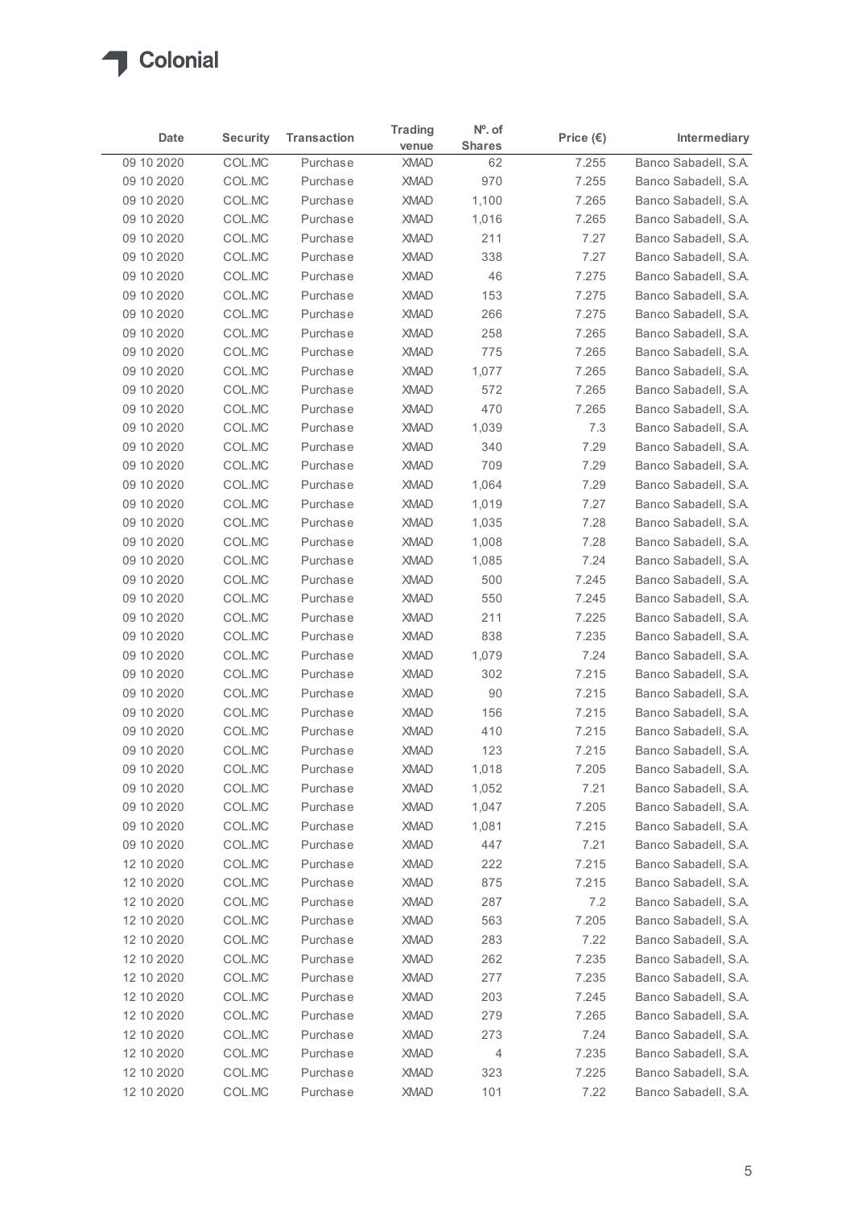| Date | Security | Transaction | Trading venue | Nº. of Shares | Price (€) | Intermediary |
|---|---|---|---|---|---|---|
| 09 10 2020 | COL.MC | Purchase | XMAD | 62 | 7.255 | Banco Sabadell, S.A. |
| 09 10 2020 | COL.MC | Purchase | XMAD | 970 | 7.255 | Banco Sabadell, S.A. |
| 09 10 2020 | COL.MC | Purchase | XMAD | 1,100 | 7.265 | Banco Sabadell, S.A. |
| 09 10 2020 | COL.MC | Purchase | XMAD | 1,016 | 7.265 | Banco Sabadell, S.A. |
| 09 10 2020 | COL.MC | Purchase | XMAD | 211 | 7.27 | Banco Sabadell, S.A. |
| 09 10 2020 | COL.MC | Purchase | XMAD | 338 | 7.27 | Banco Sabadell, S.A. |
| 09 10 2020 | COL.MC | Purchase | XMAD | 46 | 7.275 | Banco Sabadell, S.A. |
| 09 10 2020 | COL.MC | Purchase | XMAD | 153 | 7.275 | Banco Sabadell, S.A. |
| 09 10 2020 | COL.MC | Purchase | XMAD | 266 | 7.275 | Banco Sabadell, S.A. |
| 09 10 2020 | COL.MC | Purchase | XMAD | 258 | 7.265 | Banco Sabadell, S.A. |
| 09 10 2020 | COL.MC | Purchase | XMAD | 775 | 7.265 | Banco Sabadell, S.A. |
| 09 10 2020 | COL.MC | Purchase | XMAD | 1,077 | 7.265 | Banco Sabadell, S.A. |
| 09 10 2020 | COL.MC | Purchase | XMAD | 572 | 7.265 | Banco Sabadell, S.A. |
| 09 10 2020 | COL.MC | Purchase | XMAD | 470 | 7.265 | Banco Sabadell, S.A. |
| 09 10 2020 | COL.MC | Purchase | XMAD | 1,039 | 7.3 | Banco Sabadell, S.A. |
| 09 10 2020 | COL.MC | Purchase | XMAD | 340 | 7.29 | Banco Sabadell, S.A. |
| 09 10 2020 | COL.MC | Purchase | XMAD | 709 | 7.29 | Banco Sabadell, S.A. |
| 09 10 2020 | COL.MC | Purchase | XMAD | 1,064 | 7.29 | Banco Sabadell, S.A. |
| 09 10 2020 | COL.MC | Purchase | XMAD | 1,019 | 7.27 | Banco Sabadell, S.A. |
| 09 10 2020 | COL.MC | Purchase | XMAD | 1,035 | 7.28 | Banco Sabadell, S.A. |
| 09 10 2020 | COL.MC | Purchase | XMAD | 1,008 | 7.28 | Banco Sabadell, S.A. |
| 09 10 2020 | COL.MC | Purchase | XMAD | 1,085 | 7.24 | Banco Sabadell, S.A. |
| 09 10 2020 | COL.MC | Purchase | XMAD | 500 | 7.245 | Banco Sabadell, S.A. |
| 09 10 2020 | COL.MC | Purchase | XMAD | 550 | 7.245 | Banco Sabadell, S.A. |
| 09 10 2020 | COL.MC | Purchase | XMAD | 211 | 7.225 | Banco Sabadell, S.A. |
| 09 10 2020 | COL.MC | Purchase | XMAD | 838 | 7.235 | Banco Sabadell, S.A. |
| 09 10 2020 | COL.MC | Purchase | XMAD | 1,079 | 7.24 | Banco Sabadell, S.A. |
| 09 10 2020 | COL.MC | Purchase | XMAD | 302 | 7.215 | Banco Sabadell, S.A. |
| 09 10 2020 | COL.MC | Purchase | XMAD | 90 | 7.215 | Banco Sabadell, S.A. |
| 09 10 2020 | COL.MC | Purchase | XMAD | 156 | 7.215 | Banco Sabadell, S.A. |
| 09 10 2020 | COL.MC | Purchase | XMAD | 410 | 7.215 | Banco Sabadell, S.A. |
| 09 10 2020 | COL.MC | Purchase | XMAD | 123 | 7.215 | Banco Sabadell, S.A. |
| 09 10 2020 | COL.MC | Purchase | XMAD | 1,018 | 7.205 | Banco Sabadell, S.A. |
| 09 10 2020 | COL.MC | Purchase | XMAD | 1,052 | 7.21 | Banco Sabadell, S.A. |
| 09 10 2020 | COL.MC | Purchase | XMAD | 1,047 | 7.205 | Banco Sabadell, S.A. |
| 09 10 2020 | COL.MC | Purchase | XMAD | 1,081 | 7.215 | Banco Sabadell, S.A. |
| 09 10 2020 | COL.MC | Purchase | XMAD | 447 | 7.21 | Banco Sabadell, S.A. |
| 12 10 2020 | COL.MC | Purchase | XMAD | 222 | 7.215 | Banco Sabadell, S.A. |
| 12 10 2020 | COL.MC | Purchase | XMAD | 875 | 7.215 | Banco Sabadell, S.A. |
| 12 10 2020 | COL.MC | Purchase | XMAD | 287 | 7.2 | Banco Sabadell, S.A. |
| 12 10 2020 | COL.MC | Purchase | XMAD | 563 | 7.205 | Banco Sabadell, S.A. |
| 12 10 2020 | COL.MC | Purchase | XMAD | 283 | 7.22 | Banco Sabadell, S.A. |
| 12 10 2020 | COL.MC | Purchase | XMAD | 262 | 7.235 | Banco Sabadell, S.A. |
| 12 10 2020 | COL.MC | Purchase | XMAD | 277 | 7.235 | Banco Sabadell, S.A. |
| 12 10 2020 | COL.MC | Purchase | XMAD | 203 | 7.245 | Banco Sabadell, S.A. |
| 12 10 2020 | COL.MC | Purchase | XMAD | 279 | 7.265 | Banco Sabadell, S.A. |
| 12 10 2020 | COL.MC | Purchase | XMAD | 273 | 7.24 | Banco Sabadell, S.A. |
| 12 10 2020 | COL.MC | Purchase | XMAD | 4 | 7.235 | Banco Sabadell, S.A. |
| 12 10 2020 | COL.MC | Purchase | XMAD | 323 | 7.225 | Banco Sabadell, S.A. |
| 12 10 2020 | COL.MC | Purchase | XMAD | 101 | 7.22 | Banco Sabadell, S.A. |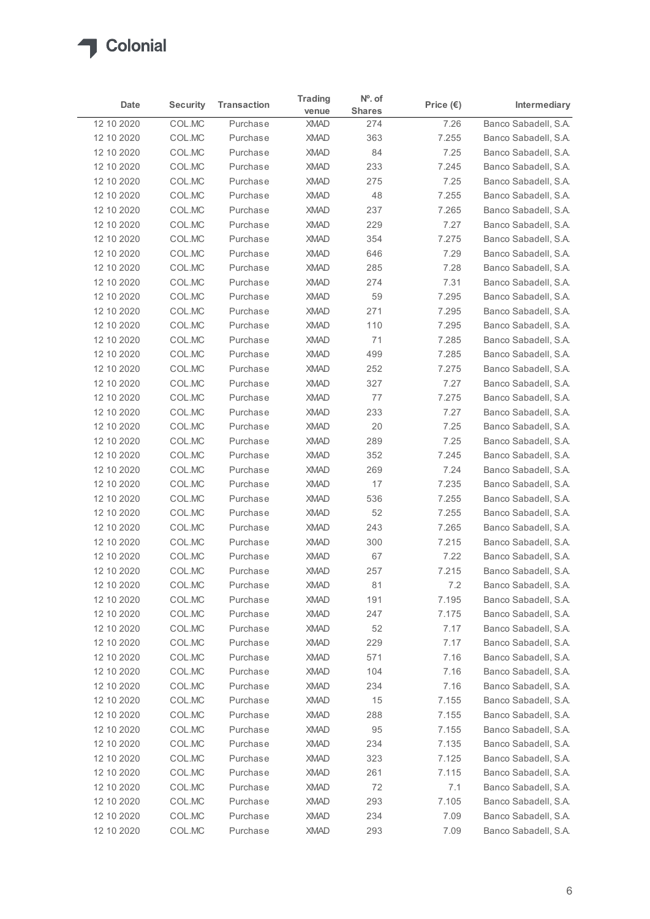| Date | Security | Transaction | Trading venue | Nº. of Shares | Price (€) | Intermediary |
|---|---|---|---|---|---|---|
| 12 10 2020 | COL.MC | Purchase | XMAD | 274 | 7.26 | Banco Sabadell, S.A. |
| 12 10 2020 | COL.MC | Purchase | XMAD | 363 | 7.255 | Banco Sabadell, S.A. |
| 12 10 2020 | COL.MC | Purchase | XMAD | 84 | 7.25 | Banco Sabadell, S.A. |
| 12 10 2020 | COL.MC | Purchase | XMAD | 233 | 7.245 | Banco Sabadell, S.A. |
| 12 10 2020 | COL.MC | Purchase | XMAD | 275 | 7.25 | Banco Sabadell, S.A. |
| 12 10 2020 | COL.MC | Purchase | XMAD | 48 | 7.255 | Banco Sabadell, S.A. |
| 12 10 2020 | COL.MC | Purchase | XMAD | 237 | 7.265 | Banco Sabadell, S.A. |
| 12 10 2020 | COL.MC | Purchase | XMAD | 229 | 7.27 | Banco Sabadell, S.A. |
| 12 10 2020 | COL.MC | Purchase | XMAD | 354 | 7.275 | Banco Sabadell, S.A. |
| 12 10 2020 | COL.MC | Purchase | XMAD | 646 | 7.29 | Banco Sabadell, S.A. |
| 12 10 2020 | COL.MC | Purchase | XMAD | 285 | 7.28 | Banco Sabadell, S.A. |
| 12 10 2020 | COL.MC | Purchase | XMAD | 274 | 7.31 | Banco Sabadell, S.A. |
| 12 10 2020 | COL.MC | Purchase | XMAD | 59 | 7.295 | Banco Sabadell, S.A. |
| 12 10 2020 | COL.MC | Purchase | XMAD | 271 | 7.295 | Banco Sabadell, S.A. |
| 12 10 2020 | COL.MC | Purchase | XMAD | 110 | 7.295 | Banco Sabadell, S.A. |
| 12 10 2020 | COL.MC | Purchase | XMAD | 71 | 7.285 | Banco Sabadell, S.A. |
| 12 10 2020 | COL.MC | Purchase | XMAD | 499 | 7.285 | Banco Sabadell, S.A. |
| 12 10 2020 | COL.MC | Purchase | XMAD | 252 | 7.275 | Banco Sabadell, S.A. |
| 12 10 2020 | COL.MC | Purchase | XMAD | 327 | 7.27 | Banco Sabadell, S.A. |
| 12 10 2020 | COL.MC | Purchase | XMAD | 77 | 7.275 | Banco Sabadell, S.A. |
| 12 10 2020 | COL.MC | Purchase | XMAD | 233 | 7.27 | Banco Sabadell, S.A. |
| 12 10 2020 | COL.MC | Purchase | XMAD | 20 | 7.25 | Banco Sabadell, S.A. |
| 12 10 2020 | COL.MC | Purchase | XMAD | 289 | 7.25 | Banco Sabadell, S.A. |
| 12 10 2020 | COL.MC | Purchase | XMAD | 352 | 7.245 | Banco Sabadell, S.A. |
| 12 10 2020 | COL.MC | Purchase | XMAD | 269 | 7.24 | Banco Sabadell, S.A. |
| 12 10 2020 | COL.MC | Purchase | XMAD | 17 | 7.235 | Banco Sabadell, S.A. |
| 12 10 2020 | COL.MC | Purchase | XMAD | 536 | 7.255 | Banco Sabadell, S.A. |
| 12 10 2020 | COL.MC | Purchase | XMAD | 52 | 7.255 | Banco Sabadell, S.A. |
| 12 10 2020 | COL.MC | Purchase | XMAD | 243 | 7.265 | Banco Sabadell, S.A. |
| 12 10 2020 | COL.MC | Purchase | XMAD | 300 | 7.215 | Banco Sabadell, S.A. |
| 12 10 2020 | COL.MC | Purchase | XMAD | 67 | 7.22 | Banco Sabadell, S.A. |
| 12 10 2020 | COL.MC | Purchase | XMAD | 257 | 7.215 | Banco Sabadell, S.A. |
| 12 10 2020 | COL.MC | Purchase | XMAD | 81 | 7.2 | Banco Sabadell, S.A. |
| 12 10 2020 | COL.MC | Purchase | XMAD | 191 | 7.195 | Banco Sabadell, S.A. |
| 12 10 2020 | COL.MC | Purchase | XMAD | 247 | 7.175 | Banco Sabadell, S.A. |
| 12 10 2020 | COL.MC | Purchase | XMAD | 52 | 7.17 | Banco Sabadell, S.A. |
| 12 10 2020 | COL.MC | Purchase | XMAD | 229 | 7.17 | Banco Sabadell, S.A. |
| 12 10 2020 | COL.MC | Purchase | XMAD | 571 | 7.16 | Banco Sabadell, S.A. |
| 12 10 2020 | COL.MC | Purchase | XMAD | 104 | 7.16 | Banco Sabadell, S.A. |
| 12 10 2020 | COL.MC | Purchase | XMAD | 234 | 7.16 | Banco Sabadell, S.A. |
| 12 10 2020 | COL.MC | Purchase | XMAD | 15 | 7.155 | Banco Sabadell, S.A. |
| 12 10 2020 | COL.MC | Purchase | XMAD | 288 | 7.155 | Banco Sabadell, S.A. |
| 12 10 2020 | COL.MC | Purchase | XMAD | 95 | 7.155 | Banco Sabadell, S.A. |
| 12 10 2020 | COL.MC | Purchase | XMAD | 234 | 7.135 | Banco Sabadell, S.A. |
| 12 10 2020 | COL.MC | Purchase | XMAD | 323 | 7.125 | Banco Sabadell, S.A. |
| 12 10 2020 | COL.MC | Purchase | XMAD | 261 | 7.115 | Banco Sabadell, S.A. |
| 12 10 2020 | COL.MC | Purchase | XMAD | 72 | 7.1 | Banco Sabadell, S.A. |
| 12 10 2020 | COL.MC | Purchase | XMAD | 293 | 7.105 | Banco Sabadell, S.A. |
| 12 10 2020 | COL.MC | Purchase | XMAD | 234 | 7.09 | Banco Sabadell, S.A. |
| 12 10 2020 | COL.MC | Purchase | XMAD | 293 | 7.09 | Banco Sabadell, S.A. |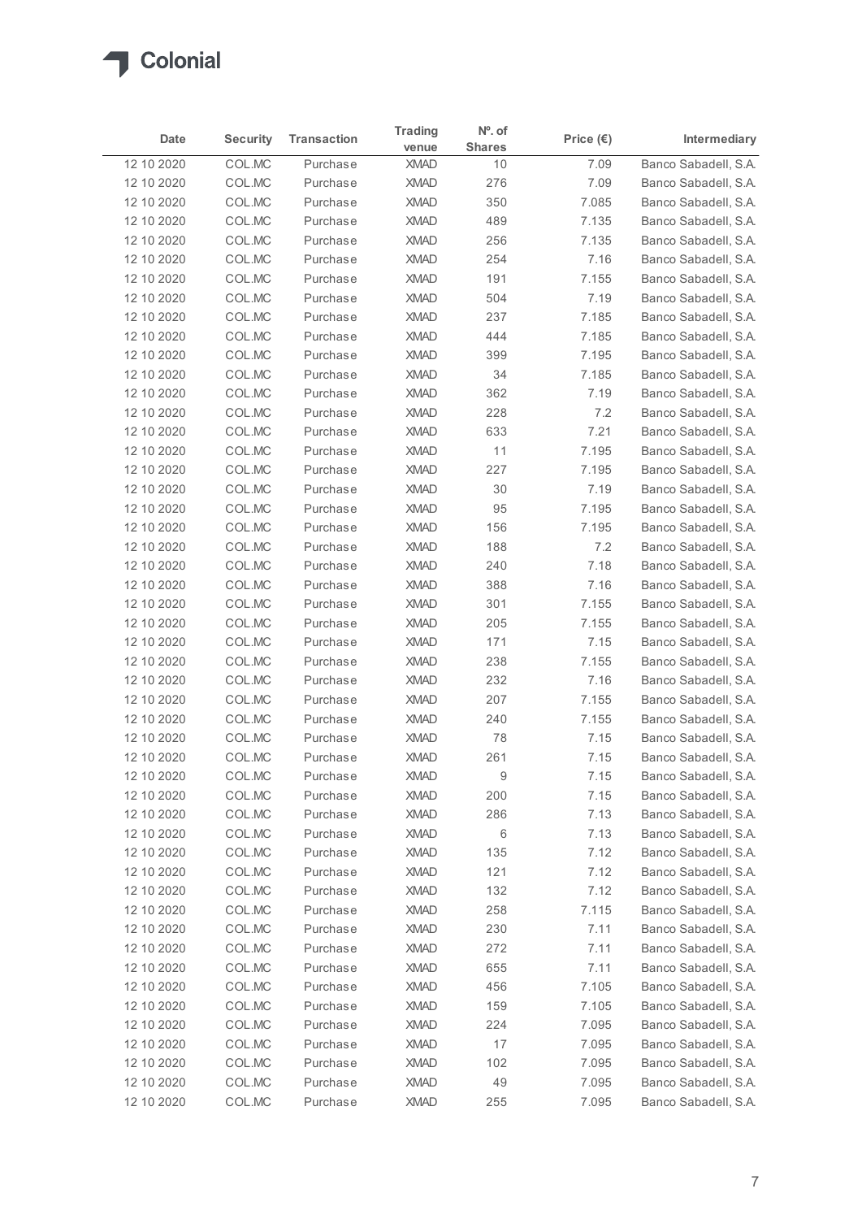Colonial

| Date | Security | Transaction | Trading venue | Nº. of Shares | Price (€) | Intermediary |
|---|---|---|---|---|---|---|
| 12 10 2020 | COL.MC | Purchase | XMAD | 10 | 7.09 | Banco Sabadell, S.A. |
| 12 10 2020 | COL.MC | Purchase | XMAD | 276 | 7.09 | Banco Sabadell, S.A. |
| 12 10 2020 | COL.MC | Purchase | XMAD | 350 | 7.085 | Banco Sabadell, S.A. |
| 12 10 2020 | COL.MC | Purchase | XMAD | 489 | 7.135 | Banco Sabadell, S.A. |
| 12 10 2020 | COL.MC | Purchase | XMAD | 256 | 7.135 | Banco Sabadell, S.A. |
| 12 10 2020 | COL.MC | Purchase | XMAD | 254 | 7.16 | Banco Sabadell, S.A. |
| 12 10 2020 | COL.MC | Purchase | XMAD | 191 | 7.155 | Banco Sabadell, S.A. |
| 12 10 2020 | COL.MC | Purchase | XMAD | 504 | 7.19 | Banco Sabadell, S.A. |
| 12 10 2020 | COL.MC | Purchase | XMAD | 237 | 7.185 | Banco Sabadell, S.A. |
| 12 10 2020 | COL.MC | Purchase | XMAD | 444 | 7.185 | Banco Sabadell, S.A. |
| 12 10 2020 | COL.MC | Purchase | XMAD | 399 | 7.195 | Banco Sabadell, S.A. |
| 12 10 2020 | COL.MC | Purchase | XMAD | 34 | 7.185 | Banco Sabadell, S.A. |
| 12 10 2020 | COL.MC | Purchase | XMAD | 362 | 7.19 | Banco Sabadell, S.A. |
| 12 10 2020 | COL.MC | Purchase | XMAD | 228 | 7.2 | Banco Sabadell, S.A. |
| 12 10 2020 | COL.MC | Purchase | XMAD | 633 | 7.21 | Banco Sabadell, S.A. |
| 12 10 2020 | COL.MC | Purchase | XMAD | 11 | 7.195 | Banco Sabadell, S.A. |
| 12 10 2020 | COL.MC | Purchase | XMAD | 227 | 7.195 | Banco Sabadell, S.A. |
| 12 10 2020 | COL.MC | Purchase | XMAD | 30 | 7.19 | Banco Sabadell, S.A. |
| 12 10 2020 | COL.MC | Purchase | XMAD | 95 | 7.195 | Banco Sabadell, S.A. |
| 12 10 2020 | COL.MC | Purchase | XMAD | 156 | 7.195 | Banco Sabadell, S.A. |
| 12 10 2020 | COL.MC | Purchase | XMAD | 188 | 7.2 | Banco Sabadell, S.A. |
| 12 10 2020 | COL.MC | Purchase | XMAD | 240 | 7.18 | Banco Sabadell, S.A. |
| 12 10 2020 | COL.MC | Purchase | XMAD | 388 | 7.16 | Banco Sabadell, S.A. |
| 12 10 2020 | COL.MC | Purchase | XMAD | 301 | 7.155 | Banco Sabadell, S.A. |
| 12 10 2020 | COL.MC | Purchase | XMAD | 205 | 7.155 | Banco Sabadell, S.A. |
| 12 10 2020 | COL.MC | Purchase | XMAD | 171 | 7.15 | Banco Sabadell, S.A. |
| 12 10 2020 | COL.MC | Purchase | XMAD | 238 | 7.155 | Banco Sabadell, S.A. |
| 12 10 2020 | COL.MC | Purchase | XMAD | 232 | 7.16 | Banco Sabadell, S.A. |
| 12 10 2020 | COL.MC | Purchase | XMAD | 207 | 7.155 | Banco Sabadell, S.A. |
| 12 10 2020 | COL.MC | Purchase | XMAD | 240 | 7.155 | Banco Sabadell, S.A. |
| 12 10 2020 | COL.MC | Purchase | XMAD | 78 | 7.15 | Banco Sabadell, S.A. |
| 12 10 2020 | COL.MC | Purchase | XMAD | 261 | 7.15 | Banco Sabadell, S.A. |
| 12 10 2020 | COL.MC | Purchase | XMAD | 9 | 7.15 | Banco Sabadell, S.A. |
| 12 10 2020 | COL.MC | Purchase | XMAD | 200 | 7.15 | Banco Sabadell, S.A. |
| 12 10 2020 | COL.MC | Purchase | XMAD | 286 | 7.13 | Banco Sabadell, S.A. |
| 12 10 2020 | COL.MC | Purchase | XMAD | 6 | 7.13 | Banco Sabadell, S.A. |
| 12 10 2020 | COL.MC | Purchase | XMAD | 135 | 7.12 | Banco Sabadell, S.A. |
| 12 10 2020 | COL.MC | Purchase | XMAD | 121 | 7.12 | Banco Sabadell, S.A. |
| 12 10 2020 | COL.MC | Purchase | XMAD | 132 | 7.12 | Banco Sabadell, S.A. |
| 12 10 2020 | COL.MC | Purchase | XMAD | 258 | 7.115 | Banco Sabadell, S.A. |
| 12 10 2020 | COL.MC | Purchase | XMAD | 230 | 7.11 | Banco Sabadell, S.A. |
| 12 10 2020 | COL.MC | Purchase | XMAD | 272 | 7.11 | Banco Sabadell, S.A. |
| 12 10 2020 | COL.MC | Purchase | XMAD | 655 | 7.11 | Banco Sabadell, S.A. |
| 12 10 2020 | COL.MC | Purchase | XMAD | 456 | 7.105 | Banco Sabadell, S.A. |
| 12 10 2020 | COL.MC | Purchase | XMAD | 159 | 7.105 | Banco Sabadell, S.A. |
| 12 10 2020 | COL.MC | Purchase | XMAD | 224 | 7.095 | Banco Sabadell, S.A. |
| 12 10 2020 | COL.MC | Purchase | XMAD | 17 | 7.095 | Banco Sabadell, S.A. |
| 12 10 2020 | COL.MC | Purchase | XMAD | 102 | 7.095 | Banco Sabadell, S.A. |
| 12 10 2020 | COL.MC | Purchase | XMAD | 49 | 7.095 | Banco Sabadell, S.A. |
| 12 10 2020 | COL.MC | Purchase | XMAD | 255 | 7.095 | Banco Sabadell, S.A. |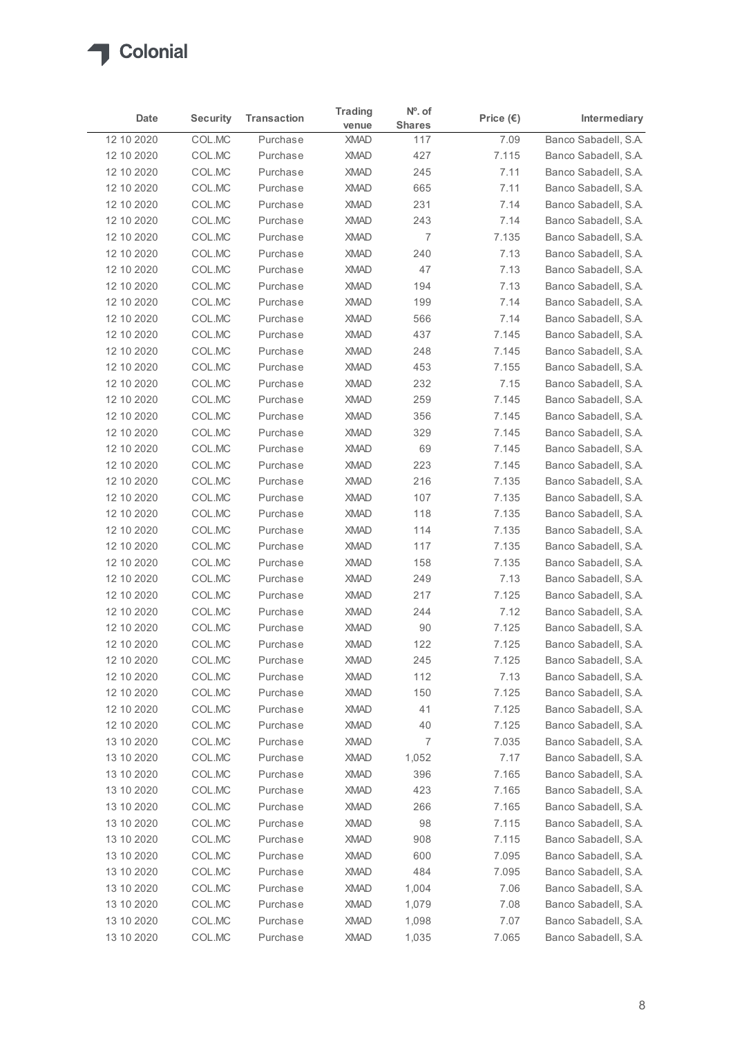| Date | Security | Transaction | Trading venue | Nº. of Shares | Price (€) | Intermediary |
|---|---|---|---|---|---|---|
| 12 10 2020 | COL.MC | Purchase | XMAD | 117 | 7.09 | Banco Sabadell, S.A. |
| 12 10 2020 | COL.MC | Purchase | XMAD | 427 | 7.115 | Banco Sabadell, S.A. |
| 12 10 2020 | COL.MC | Purchase | XMAD | 245 | 7.11 | Banco Sabadell, S.A. |
| 12 10 2020 | COL.MC | Purchase | XMAD | 665 | 7.11 | Banco Sabadell, S.A. |
| 12 10 2020 | COL.MC | Purchase | XMAD | 231 | 7.14 | Banco Sabadell, S.A. |
| 12 10 2020 | COL.MC | Purchase | XMAD | 243 | 7.14 | Banco Sabadell, S.A. |
| 12 10 2020 | COL.MC | Purchase | XMAD | 7 | 7.135 | Banco Sabadell, S.A. |
| 12 10 2020 | COL.MC | Purchase | XMAD | 240 | 7.13 | Banco Sabadell, S.A. |
| 12 10 2020 | COL.MC | Purchase | XMAD | 47 | 7.13 | Banco Sabadell, S.A. |
| 12 10 2020 | COL.MC | Purchase | XMAD | 194 | 7.13 | Banco Sabadell, S.A. |
| 12 10 2020 | COL.MC | Purchase | XMAD | 199 | 7.14 | Banco Sabadell, S.A. |
| 12 10 2020 | COL.MC | Purchase | XMAD | 566 | 7.14 | Banco Sabadell, S.A. |
| 12 10 2020 | COL.MC | Purchase | XMAD | 437 | 7.145 | Banco Sabadell, S.A. |
| 12 10 2020 | COL.MC | Purchase | XMAD | 248 | 7.145 | Banco Sabadell, S.A. |
| 12 10 2020 | COL.MC | Purchase | XMAD | 453 | 7.155 | Banco Sabadell, S.A. |
| 12 10 2020 | COL.MC | Purchase | XMAD | 232 | 7.15 | Banco Sabadell, S.A. |
| 12 10 2020 | COL.MC | Purchase | XMAD | 259 | 7.145 | Banco Sabadell, S.A. |
| 12 10 2020 | COL.MC | Purchase | XMAD | 356 | 7.145 | Banco Sabadell, S.A. |
| 12 10 2020 | COL.MC | Purchase | XMAD | 329 | 7.145 | Banco Sabadell, S.A. |
| 12 10 2020 | COL.MC | Purchase | XMAD | 69 | 7.145 | Banco Sabadell, S.A. |
| 12 10 2020 | COL.MC | Purchase | XMAD | 223 | 7.145 | Banco Sabadell, S.A. |
| 12 10 2020 | COL.MC | Purchase | XMAD | 216 | 7.135 | Banco Sabadell, S.A. |
| 12 10 2020 | COL.MC | Purchase | XMAD | 107 | 7.135 | Banco Sabadell, S.A. |
| 12 10 2020 | COL.MC | Purchase | XMAD | 118 | 7.135 | Banco Sabadell, S.A. |
| 12 10 2020 | COL.MC | Purchase | XMAD | 114 | 7.135 | Banco Sabadell, S.A. |
| 12 10 2020 | COL.MC | Purchase | XMAD | 117 | 7.135 | Banco Sabadell, S.A. |
| 12 10 2020 | COL.MC | Purchase | XMAD | 158 | 7.135 | Banco Sabadell, S.A. |
| 12 10 2020 | COL.MC | Purchase | XMAD | 249 | 7.13 | Banco Sabadell, S.A. |
| 12 10 2020 | COL.MC | Purchase | XMAD | 217 | 7.125 | Banco Sabadell, S.A. |
| 12 10 2020 | COL.MC | Purchase | XMAD | 244 | 7.12 | Banco Sabadell, S.A. |
| 12 10 2020 | COL.MC | Purchase | XMAD | 90 | 7.125 | Banco Sabadell, S.A. |
| 12 10 2020 | COL.MC | Purchase | XMAD | 122 | 7.125 | Banco Sabadell, S.A. |
| 12 10 2020 | COL.MC | Purchase | XMAD | 245 | 7.125 | Banco Sabadell, S.A. |
| 12 10 2020 | COL.MC | Purchase | XMAD | 112 | 7.13 | Banco Sabadell, S.A. |
| 12 10 2020 | COL.MC | Purchase | XMAD | 150 | 7.125 | Banco Sabadell, S.A. |
| 12 10 2020 | COL.MC | Purchase | XMAD | 41 | 7.125 | Banco Sabadell, S.A. |
| 12 10 2020 | COL.MC | Purchase | XMAD | 40 | 7.125 | Banco Sabadell, S.A. |
| 13 10 2020 | COL.MC | Purchase | XMAD | 7 | 7.035 | Banco Sabadell, S.A. |
| 13 10 2020 | COL.MC | Purchase | XMAD | 1,052 | 7.17 | Banco Sabadell, S.A. |
| 13 10 2020 | COL.MC | Purchase | XMAD | 396 | 7.165 | Banco Sabadell, S.A. |
| 13 10 2020 | COL.MC | Purchase | XMAD | 423 | 7.165 | Banco Sabadell, S.A. |
| 13 10 2020 | COL.MC | Purchase | XMAD | 266 | 7.165 | Banco Sabadell, S.A. |
| 13 10 2020 | COL.MC | Purchase | XMAD | 98 | 7.115 | Banco Sabadell, S.A. |
| 13 10 2020 | COL.MC | Purchase | XMAD | 908 | 7.115 | Banco Sabadell, S.A. |
| 13 10 2020 | COL.MC | Purchase | XMAD | 600 | 7.095 | Banco Sabadell, S.A. |
| 13 10 2020 | COL.MC | Purchase | XMAD | 484 | 7.095 | Banco Sabadell, S.A. |
| 13 10 2020 | COL.MC | Purchase | XMAD | 1,004 | 7.06 | Banco Sabadell, S.A. |
| 13 10 2020 | COL.MC | Purchase | XMAD | 1,079 | 7.08 | Banco Sabadell, S.A. |
| 13 10 2020 | COL.MC | Purchase | XMAD | 1,098 | 7.07 | Banco Sabadell, S.A. |
| 13 10 2020 | COL.MC | Purchase | XMAD | 1,035 | 7.065 | Banco Sabadell, S.A. |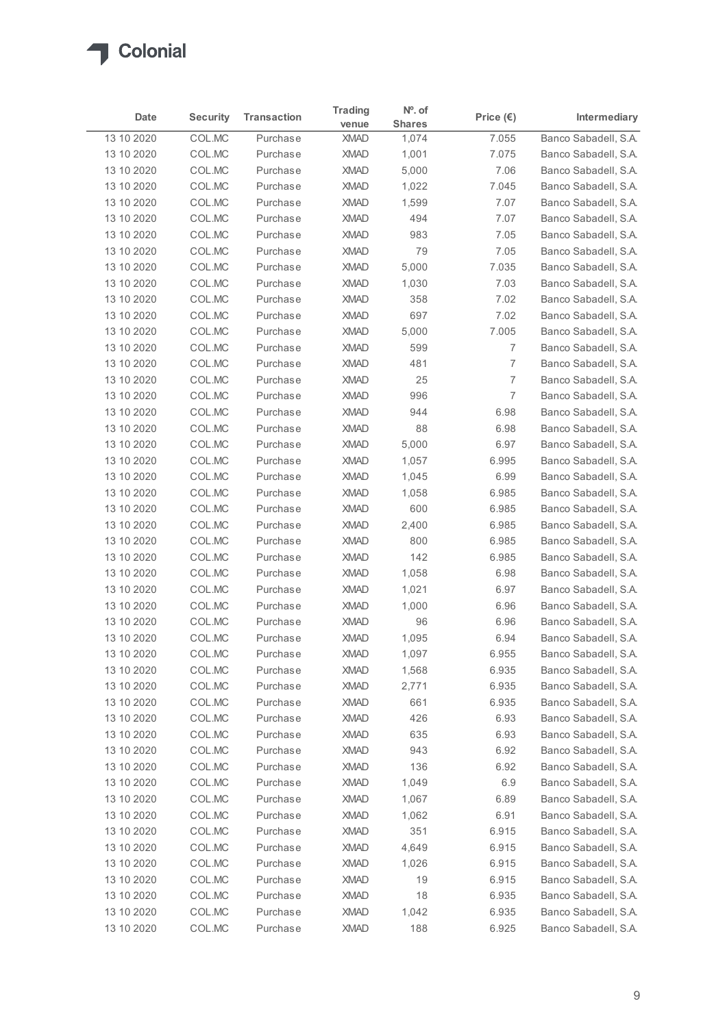| Date | Security | Transaction | Trading venue | Nº. of Shares | Price (€) | Intermediary |
|---|---|---|---|---|---|---|
| 13 10 2020 | COL.MC | Purchase | XMAD | 1,074 | 7.055 | Banco Sabadell, S.A. |
| 13 10 2020 | COL.MC | Purchase | XMAD | 1,001 | 7.075 | Banco Sabadell, S.A. |
| 13 10 2020 | COL.MC | Purchase | XMAD | 5,000 | 7.06 | Banco Sabadell, S.A. |
| 13 10 2020 | COL.MC | Purchase | XMAD | 1,022 | 7.045 | Banco Sabadell, S.A. |
| 13 10 2020 | COL.MC | Purchase | XMAD | 1,599 | 7.07 | Banco Sabadell, S.A. |
| 13 10 2020 | COL.MC | Purchase | XMAD | 494 | 7.07 | Banco Sabadell, S.A. |
| 13 10 2020 | COL.MC | Purchase | XMAD | 983 | 7.05 | Banco Sabadell, S.A. |
| 13 10 2020 | COL.MC | Purchase | XMAD | 79 | 7.05 | Banco Sabadell, S.A. |
| 13 10 2020 | COL.MC | Purchase | XMAD | 5,000 | 7.035 | Banco Sabadell, S.A. |
| 13 10 2020 | COL.MC | Purchase | XMAD | 1,030 | 7.03 | Banco Sabadell, S.A. |
| 13 10 2020 | COL.MC | Purchase | XMAD | 358 | 7.02 | Banco Sabadell, S.A. |
| 13 10 2020 | COL.MC | Purchase | XMAD | 697 | 7.02 | Banco Sabadell, S.A. |
| 13 10 2020 | COL.MC | Purchase | XMAD | 5,000 | 7.005 | Banco Sabadell, S.A. |
| 13 10 2020 | COL.MC | Purchase | XMAD | 599 | 7 | Banco Sabadell, S.A. |
| 13 10 2020 | COL.MC | Purchase | XMAD | 481 | 7 | Banco Sabadell, S.A. |
| 13 10 2020 | COL.MC | Purchase | XMAD | 25 | 7 | Banco Sabadell, S.A. |
| 13 10 2020 | COL.MC | Purchase | XMAD | 996 | 7 | Banco Sabadell, S.A. |
| 13 10 2020 | COL.MC | Purchase | XMAD | 944 | 6.98 | Banco Sabadell, S.A. |
| 13 10 2020 | COL.MC | Purchase | XMAD | 88 | 6.98 | Banco Sabadell, S.A. |
| 13 10 2020 | COL.MC | Purchase | XMAD | 5,000 | 6.97 | Banco Sabadell, S.A. |
| 13 10 2020 | COL.MC | Purchase | XMAD | 1,057 | 6.995 | Banco Sabadell, S.A. |
| 13 10 2020 | COL.MC | Purchase | XMAD | 1,045 | 6.99 | Banco Sabadell, S.A. |
| 13 10 2020 | COL.MC | Purchase | XMAD | 1,058 | 6.985 | Banco Sabadell, S.A. |
| 13 10 2020 | COL.MC | Purchase | XMAD | 600 | 6.985 | Banco Sabadell, S.A. |
| 13 10 2020 | COL.MC | Purchase | XMAD | 2,400 | 6.985 | Banco Sabadell, S.A. |
| 13 10 2020 | COL.MC | Purchase | XMAD | 800 | 6.985 | Banco Sabadell, S.A. |
| 13 10 2020 | COL.MC | Purchase | XMAD | 142 | 6.985 | Banco Sabadell, S.A. |
| 13 10 2020 | COL.MC | Purchase | XMAD | 1,058 | 6.98 | Banco Sabadell, S.A. |
| 13 10 2020 | COL.MC | Purchase | XMAD | 1,021 | 6.97 | Banco Sabadell, S.A. |
| 13 10 2020 | COL.MC | Purchase | XMAD | 1,000 | 6.96 | Banco Sabadell, S.A. |
| 13 10 2020 | COL.MC | Purchase | XMAD | 96 | 6.96 | Banco Sabadell, S.A. |
| 13 10 2020 | COL.MC | Purchase | XMAD | 1,095 | 6.94 | Banco Sabadell, S.A. |
| 13 10 2020 | COL.MC | Purchase | XMAD | 1,097 | 6.955 | Banco Sabadell, S.A. |
| 13 10 2020 | COL.MC | Purchase | XMAD | 1,568 | 6.935 | Banco Sabadell, S.A. |
| 13 10 2020 | COL.MC | Purchase | XMAD | 2,771 | 6.935 | Banco Sabadell, S.A. |
| 13 10 2020 | COL.MC | Purchase | XMAD | 661 | 6.935 | Banco Sabadell, S.A. |
| 13 10 2020 | COL.MC | Purchase | XMAD | 426 | 6.93 | Banco Sabadell, S.A. |
| 13 10 2020 | COL.MC | Purchase | XMAD | 635 | 6.93 | Banco Sabadell, S.A. |
| 13 10 2020 | COL.MC | Purchase | XMAD | 943 | 6.92 | Banco Sabadell, S.A. |
| 13 10 2020 | COL.MC | Purchase | XMAD | 136 | 6.92 | Banco Sabadell, S.A. |
| 13 10 2020 | COL.MC | Purchase | XMAD | 1,049 | 6.9 | Banco Sabadell, S.A. |
| 13 10 2020 | COL.MC | Purchase | XMAD | 1,067 | 6.89 | Banco Sabadell, S.A. |
| 13 10 2020 | COL.MC | Purchase | XMAD | 1,062 | 6.91 | Banco Sabadell, S.A. |
| 13 10 2020 | COL.MC | Purchase | XMAD | 351 | 6.915 | Banco Sabadell, S.A. |
| 13 10 2020 | COL.MC | Purchase | XMAD | 4,649 | 6.915 | Banco Sabadell, S.A. |
| 13 10 2020 | COL.MC | Purchase | XMAD | 1,026 | 6.915 | Banco Sabadell, S.A. |
| 13 10 2020 | COL.MC | Purchase | XMAD | 19 | 6.915 | Banco Sabadell, S.A. |
| 13 10 2020 | COL.MC | Purchase | XMAD | 18 | 6.935 | Banco Sabadell, S.A. |
| 13 10 2020 | COL.MC | Purchase | XMAD | 1,042 | 6.935 | Banco Sabadell, S.A. |
| 13 10 2020 | COL.MC | Purchase | XMAD | 188 | 6.925 | Banco Sabadell, S.A. |